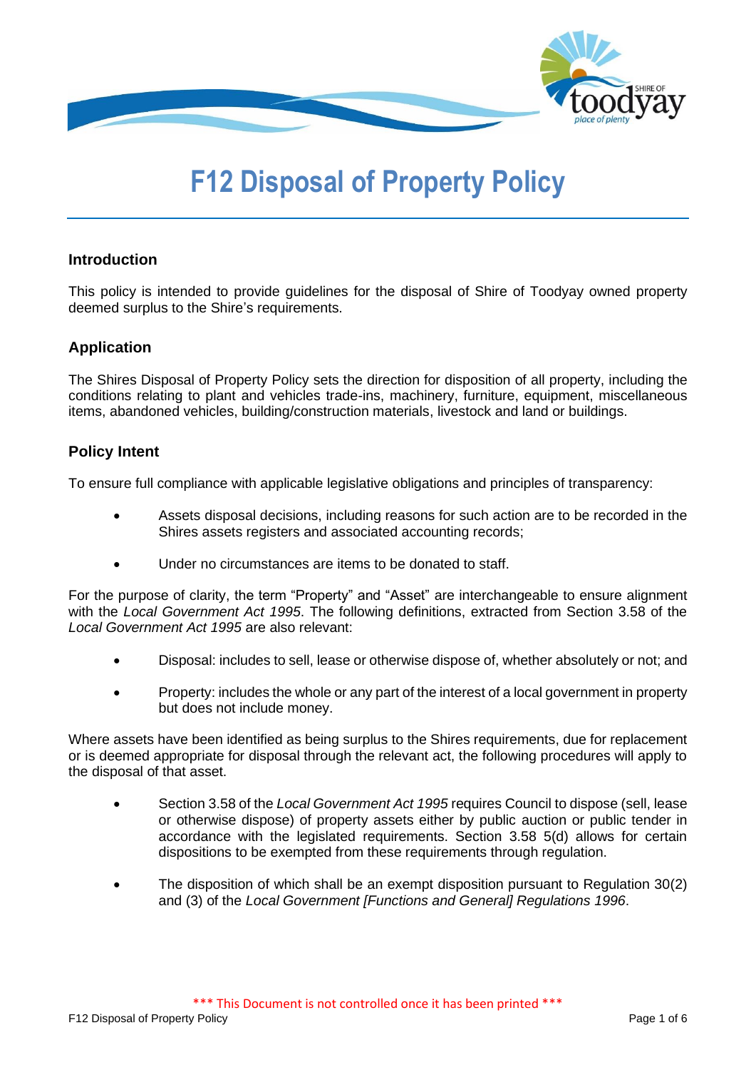# F12 Disposal of Property Policy

## Introduction

This policy is intended to provide guidelines for the disposal of Shire of Toodyay owned property deemed surplus to the Shire's requirements.

## Application

The Shires Disposal of Property Policy sets the direction for disposition of all property, including the conditions relating to plant and vehicles trade-ins, machinery, furniture, equipment, miscellaneous items, abandoned vehicles, building/construction materials, livestock and land or buildings.

## Policy Intent

To ensure full compliance with applicable legislative obligations and principles of transparency:

- Assets disposal decisions, including reasons for such action are to be recorded in the Shires assets registers and associated accounting records;
- Under no circumstances are items to be donated to staff.

For the purpose of clarity, the term "Property" and "Asset" are interchangeable to ensure alignment with the *Local Government Act 1995*. The following definitions, extracted from Section 3.58 of the *Local Government Act 1995* are also relevant:

- Disposal: includes to sell, lease or otherwise dispose of, whether absolutely or not; and
- Property: includes the whole or any part of the interest of a local government in property but does not include money.

Where assets have been identified as being surplus to the Shires requirements, due for replacement or is deemed appropriate for disposal through the relevant act, the following procedures will apply to the disposal of that asset.

- Section 3.58 of the *Local Government Act 1995* requires Council to dispose (sell, lease or otherwise dispose) of property assets either by public auction or public tender in accordance with the legislated requirements. Section 3.58 5(d) allows for certain dispositions to be exempted from these requirements through regulation.
- The disposition of which shall be an exempt disposition pursuant to Regulation 30(2) and (3) of the *Local Government [Functions and General] Regulations 1996*.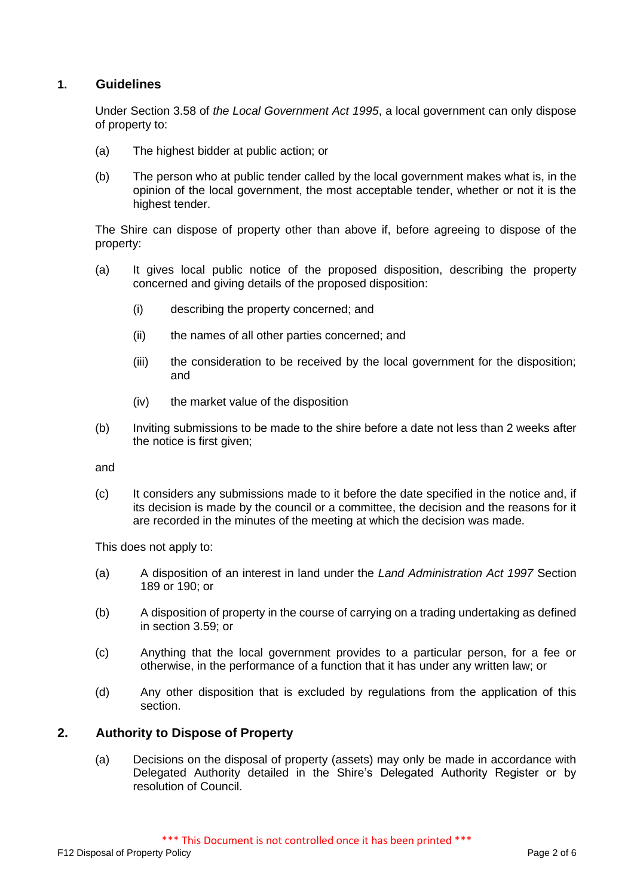## 1. Guidelines

Under Section 3.58 of *the Local Government Act 1995*, a local government can only dispose of property to:

(a) The highest bidder at public action; or

(b) The person who at public tender called by the local government makes what is, in the opinion of the local government, the most acceptable tender, whether or not it is the highest tender.

The Shire can dispose of property other than above if, before agreeing to dispose of the property:

(a) It gives local public notice of the proposed disposition, describing the property concerned and giving details of the proposed disposition:

   (i) describing the property concerned; and

   (ii) the names of all other parties concerned; and

   (iii) the consideration to be received by the local government for the disposition; and

   (iv) the market value of the disposition

(b) Inviting submissions to be made to the shire before a date not less than 2 weeks after the notice is first given;

and

(c) It considers any submissions made to it before the date specified in the notice and, if its decision is made by the council or a committee, the decision and the reasons for it are recorded in the minutes of the meeting at which the decision was made.

This does not apply to:

(a) A disposition of an interest in land under the *Land Administration Act 1997* Section 189 or 190; or

(b) A disposition of property in the course of carrying on a trading undertaking as defined in section 3.59; or

(c) Anything that the local government provides to a particular person, for a fee or otherwise, in the performance of a function that it has under any written law; or

(d) Any other disposition that is excluded by regulations from the application of this section.

## 2. Authority to Dispose of Property

(a) Decisions on the disposal of property (assets) may only be made in accordance with Delegated Authority detailed in the Shire's Delegated Authority Register or by resolution of Council.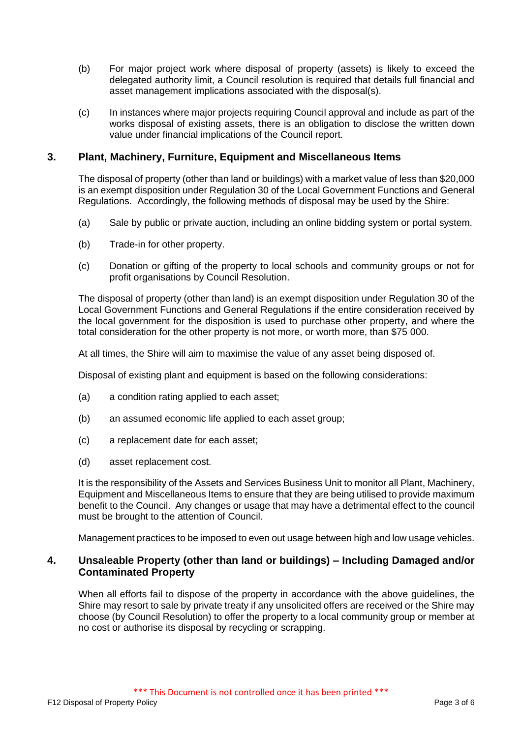(b) For major project work where disposal of property (assets) is likely to exceed the delegated authority limit, a Council resolution is required that details full financial and asset management implications associated with the disposal(s).

(c) In instances where major projects requiring Council approval and include as part of the works disposal of existing assets, there is an obligation to disclose the written down value under financial implications of the Council report.

## 3. Plant, Machinery, Furniture, Equipment and Miscellaneous Items

The disposal of property (other than land or buildings) with a market value of less than $20,000 is an exempt disposition under Regulation 30 of the Local Government Functions and General Regulations. Accordingly, the following methods of disposal may be used by the Shire:

(a) Sale by public or private auction, including an online bidding system or portal system.

(b) Trade-in for other property.

(c) Donation or gifting of the property to local schools and community groups or not for profit organisations by Council Resolution.

The disposal of property (other than land) is an exempt disposition under Regulation 30 of the Local Government Functions and General Regulations if the entire consideration received by the local government for the disposition is used to purchase other property, and where the total consideration for the other property is not more, or worth more, than $75 000.

At all times, the Shire will aim to maximise the value of any asset being disposed of.

Disposal of existing plant and equipment is based on the following considerations:

(a) a condition rating applied to each asset;

(b) an assumed economic life applied to each asset group;

(c) a replacement date for each asset;

(d) asset replacement cost.

It is the responsibility of the Assets and Services Business Unit to monitor all Plant, Machinery, Equipment and Miscellaneous Items to ensure that they are being utilised to provide maximum benefit to the Council. Any changes or usage that may have a detrimental effect to the council must be brought to the attention of Council.

Management practices to be imposed to even out usage between high and low usage vehicles.

## 4. Unsaleable Property (other than land or buildings) – Including Damaged and/or Contaminated Property

When all efforts fail to dispose of the property in accordance with the above guidelines, the Shire may resort to sale by private treaty if any unsolicited offers are received or the Shire may choose (by Council Resolution) to offer the property to a local community group or member at no cost or authorise its disposal by recycling or scrapping.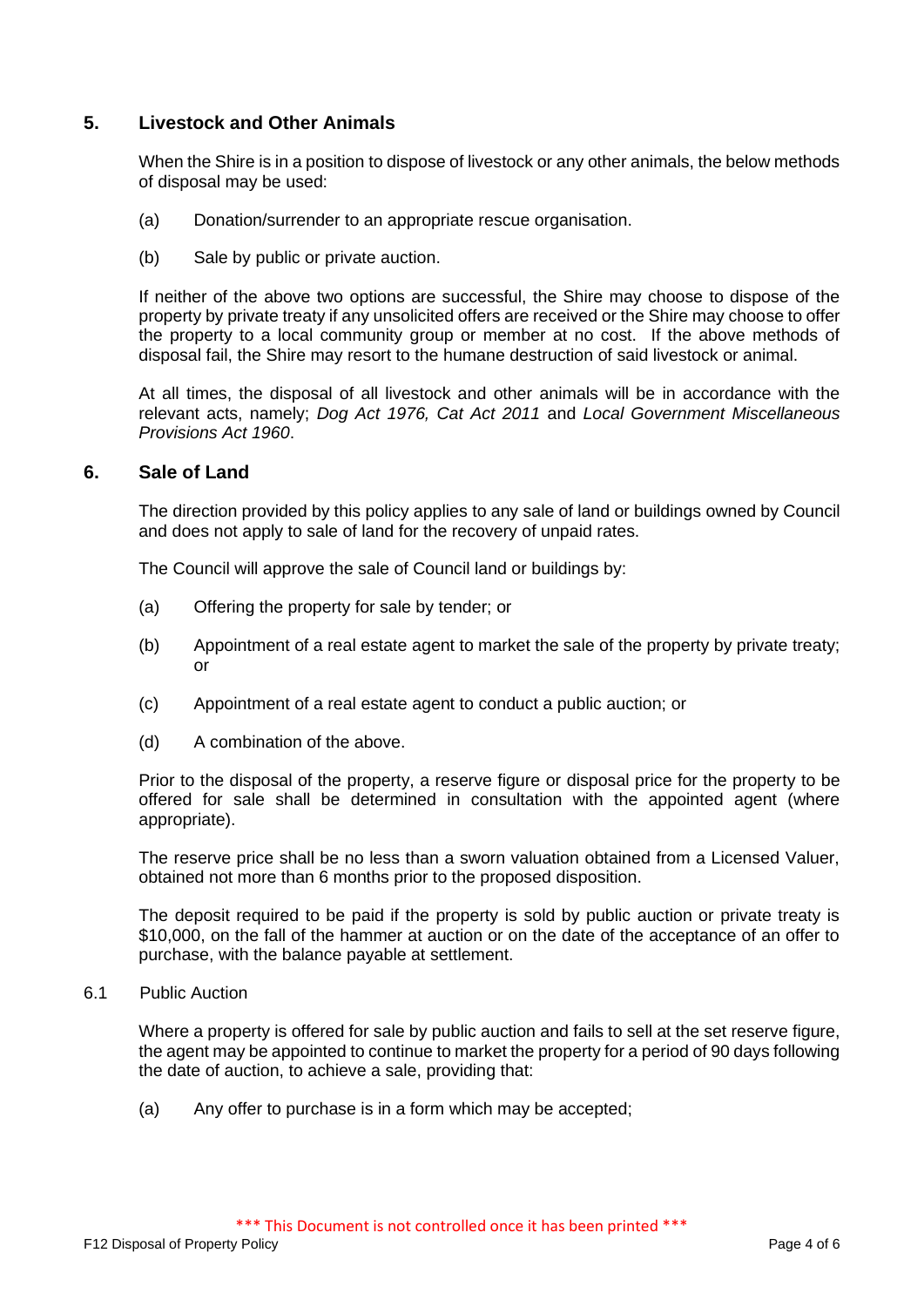## 5. Livestock and Other Animals

When the Shire is in a position to dispose of livestock or any other animals, the below methods of disposal may be used:

(a) Donation/surrender to an appropriate rescue organisation.

(b) Sale by public or private auction.

If neither of the above two options are successful, the Shire may choose to dispose of the property by private treaty if any unsolicited offers are received or the Shire may choose to offer the property to a local community group or member at no cost. If the above methods of disposal fail, the Shire may resort to the humane destruction of said livestock or animal.

At all times, the disposal of all livestock and other animals will be in accordance with the relevant acts, namely; *Dog Act 1976, Cat Act 2011* and *Local Government Miscellaneous Provisions Act 1960*.

## 6. Sale of Land

The direction provided by this policy applies to any sale of land or buildings owned by Council and does not apply to sale of land for the recovery of unpaid rates.

The Council will approve the sale of Council land or buildings by:

(a) Offering the property for sale by tender; or

(b) Appointment of a real estate agent to market the sale of the property by private treaty; or

(c) Appointment of a real estate agent to conduct a public auction; or

(d) A combination of the above.

Prior to the disposal of the property, a reserve figure or disposal price for the property to be offered for sale shall be determined in consultation with the appointed agent (where appropriate).

The reserve price shall be no less than a sworn valuation obtained from a Licensed Valuer, obtained not more than 6 months prior to the proposed disposition.

The deposit required to be paid if the property is sold by public auction or private treaty is $10,000, on the fall of the hammer at auction or on the date of the acceptance of an offer to purchase, with the balance payable at settlement.

### 6.1 Public Auction

Where a property is offered for sale by public auction and fails to sell at the set reserve figure, the agent may be appointed to continue to market the property for a period of 90 days following the date of auction, to achieve a sale, providing that:

(a) Any offer to purchase is in a form which may be accepted;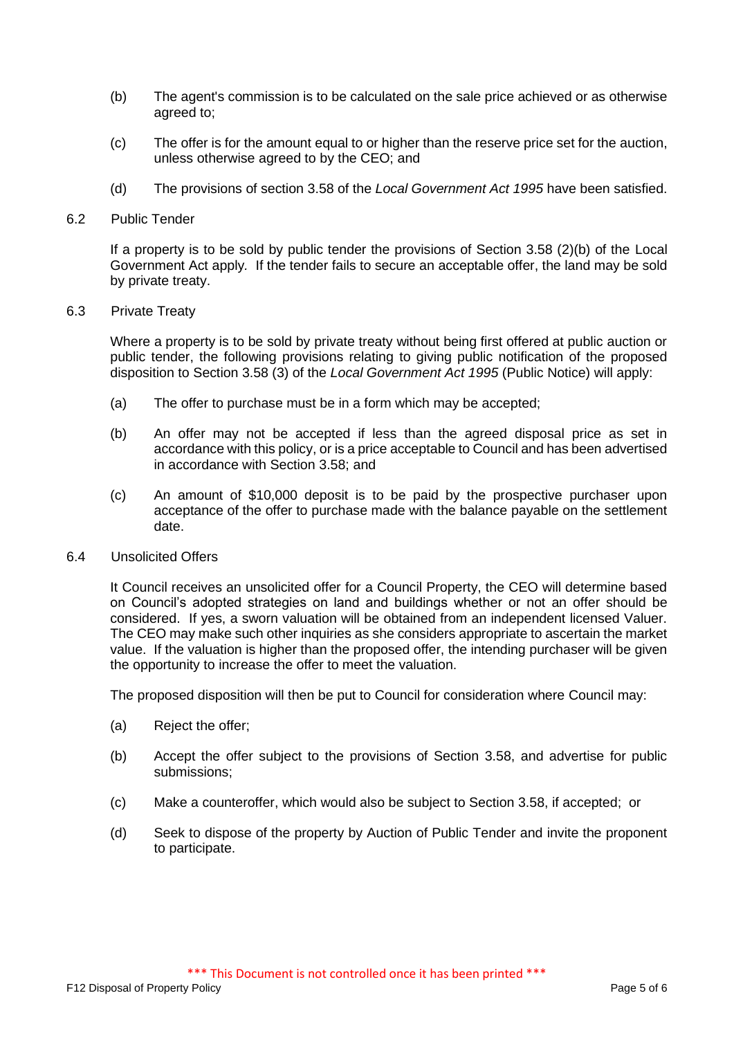(b) The agent's commission is to be calculated on the sale price achieved or as otherwise agreed to;

(c) The offer is for the amount equal to or higher than the reserve price set for the auction, unless otherwise agreed to by the CEO; and

(d) The provisions of section 3.58 of the *Local Government Act 1995* have been satisfied.

6.2 Public Tender

If a property is to be sold by public tender the provisions of Section 3.58 (2)(b) of the Local Government Act apply. If the tender fails to secure an acceptable offer, the land may be sold by private treaty.

6.3 Private Treaty

Where a property is to be sold by private treaty without being first offered at public auction or public tender, the following provisions relating to giving public notification of the proposed disposition to Section 3.58 (3) of the *Local Government Act 1995* (Public Notice) will apply:

(a) The offer to purchase must be in a form which may be accepted;

(b) An offer may not be accepted if less than the agreed disposal price as set in accordance with this policy, or is a price acceptable to Council and has been advertised in accordance with Section 3.58; and

(c) An amount of $10,000 deposit is to be paid by the prospective purchaser upon acceptance of the offer to purchase made with the balance payable on the settlement date.

6.4 Unsolicited Offers

It Council receives an unsolicited offer for a Council Property, the CEO will determine based on Council's adopted strategies on land and buildings whether or not an offer should be considered. If yes, a sworn valuation will be obtained from an independent licensed Valuer. The CEO may make such other inquiries as she considers appropriate to ascertain the market value. If the valuation is higher than the proposed offer, the intending purchaser will be given the opportunity to increase the offer to meet the valuation.

The proposed disposition will then be put to Council for consideration where Council may:

(a) Reject the offer;

(b) Accept the offer subject to the provisions of Section 3.58, and advertise for public submissions;

(c) Make a counteroffer, which would also be subject to Section 3.58, if accepted; or

(d) Seek to dispose of the property by Auction of Public Tender and invite the proponent to participate.

\*\*\* This Document is not controlled once it has been printed \*\*\*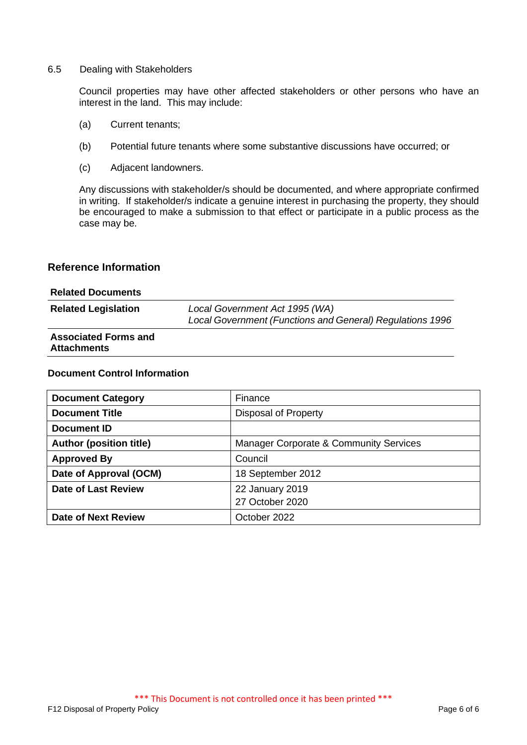6.5 Dealing with Stakeholders

Council properties may have other affected stakeholders or other persons who have an interest in the land. This may include:

(a) Current tenants;

(b) Potential future tenants where some substantive discussions have occurred; or

(c) Adjacent landowners.

Any discussions with stakeholder/s should be documented, and where appropriate confirmed in writing. If stakeholder/s indicate a genuine interest in purchasing the property, they should be encouraged to make a submission to that effect or participate in a public process as the case may be.

## Reference Information

| | |
|---|---|
| **Related Documents** | |
| **Related Legislation** | *Local Government Act 1995 (WA)*<br>*Local Government (Functions and General) Regulations 1996* |
| **Associated Forms and Attachments** | |

### Document Control Information

| | |
|---|---|
| **Document Category** | Finance |
| **Document Title** | Disposal of Property |
| **Document ID** | |
| **Author (position title)** | Manager Corporate & Community Services |
| **Approved By** | Council |
| **Date of Approval (OCM)** | 18 September 2012 |
| **Date of Last Review** | 22 January 2019<br>27 October 2020 |
| **Date of Next Review** | October 2022 |

\*\*\* This Document is not controlled once it has been printed \*\*\*